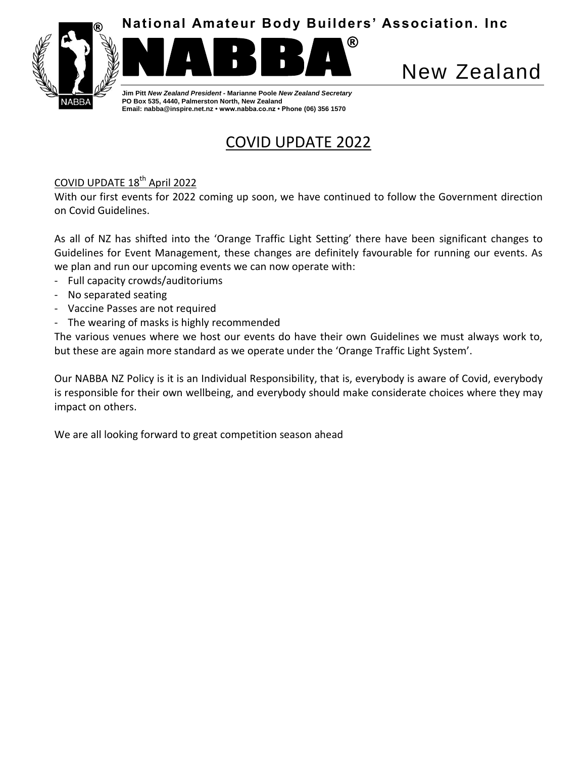**National Amateur Body Builders' Association. Inc**

# NABBA® New Zealand

**Jim Pitt** ***New Zealand President*** **- Marianne Poole** ***New Zealand Secretary***
**PO Box 535, 4440, Palmerston North, New Zealand**
**Email: nabba@inspire.net.nz • www.nabba.co.nz • Phone (06) 356 1570**

## COVID UPDATE 2022

### COVID UPDATE 18th April 2022

With our first events for 2022 coming up soon, we have continued to follow the Government direction on Covid Guidelines.

As all of NZ has shifted into the 'Orange Traffic Light Setting' there have been significant changes to Guidelines for Event Management, these changes are definitely favourable for running our events. As we plan and run our upcoming events we can now operate with:

- Full capacity crowds/auditoriums
- No separated seating
- Vaccine Passes are not required
- The wearing of masks is highly recommended

The various venues where we host our events do have their own Guidelines we must always work to, but these are again more standard as we operate under the 'Orange Traffic Light System'.

Our NABBA NZ Policy is it is an Individual Responsibility, that is, everybody is aware of Covid, everybody is responsible for their own wellbeing, and everybody should make considerate choices where they may impact on others.

We are all looking forward to great competition season ahead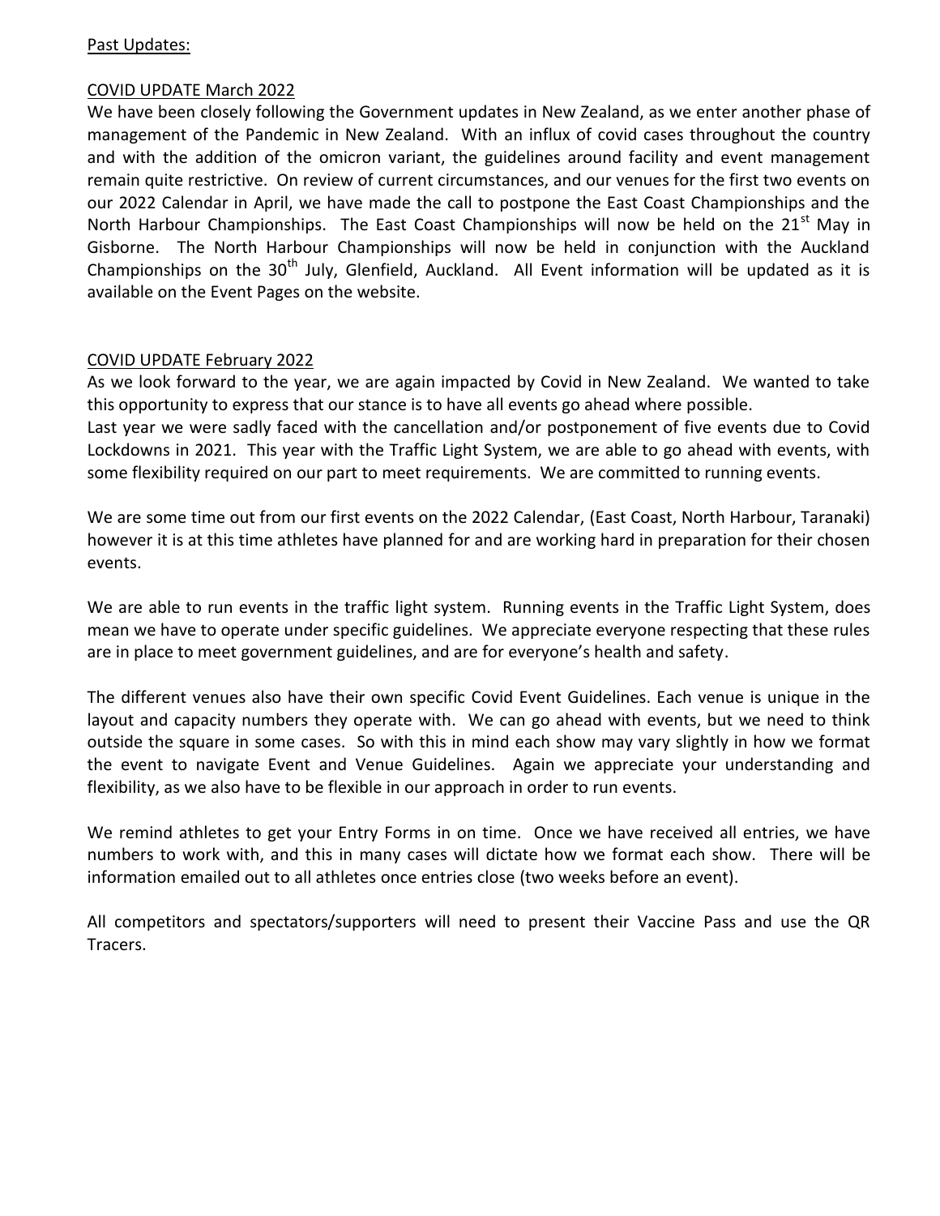Past Updates:

## COVID UPDATE March 2022

We have been closely following the Government updates in New Zealand, as we enter another phase of management of the Pandemic in New Zealand. With an influx of covid cases throughout the country and with the addition of the omicron variant, the guidelines around facility and event management remain quite restrictive. On review of current circumstances, and our venues for the first two events on our 2022 Calendar in April, we have made the call to postpone the East Coast Championships and the North Harbour Championships. The East Coast Championships will now be held on the 21st May in Gisborne. The North Harbour Championships will now be held in conjunction with the Auckland Championships on the 30th July, Glenfield, Auckland. All Event information will be updated as it is available on the Event Pages on the website.

## COVID UPDATE February 2022

As we look forward to the year, we are again impacted by Covid in New Zealand. We wanted to take this opportunity to express that our stance is to have all events go ahead where possible.
Last year we were sadly faced with the cancellation and/or postponement of five events due to Covid Lockdowns in 2021. This year with the Traffic Light System, we are able to go ahead with events, with some flexibility required on our part to meet requirements. We are committed to running events.

We are some time out from our first events on the 2022 Calendar, (East Coast, North Harbour, Taranaki) however it is at this time athletes have planned for and are working hard in preparation for their chosen events.

We are able to run events in the traffic light system. Running events in the Traffic Light System, does mean we have to operate under specific guidelines. We appreciate everyone respecting that these rules are in place to meet government guidelines, and are for everyone's health and safety.

The different venues also have their own specific Covid Event Guidelines. Each venue is unique in the layout and capacity numbers they operate with. We can go ahead with events, but we need to think outside the square in some cases. So with this in mind each show may vary slightly in how we format the event to navigate Event and Venue Guidelines. Again we appreciate your understanding and flexibility, as we also have to be flexible in our approach in order to run events.

We remind athletes to get your Entry Forms in on time. Once we have received all entries, we have numbers to work with, and this in many cases will dictate how we format each show. There will be information emailed out to all athletes once entries close (two weeks before an event).

All competitors and spectators/supporters will need to present their Vaccine Pass and use the QR Tracers.